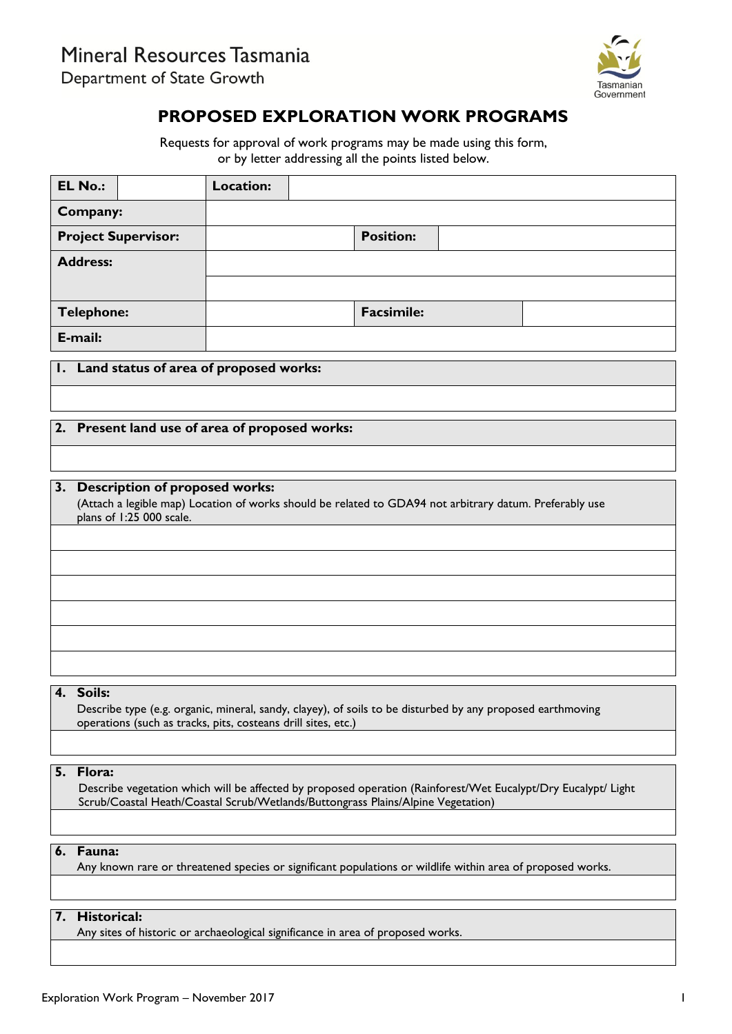Mineral Resources Tasmania

Department of State Growth

# PROPOSED EXPLORATION WORK PROGRAMS

Requests for approval of work programs may be made using this form, or by letter addressing all the points listed below.

| **EL No.:** | | **Location:** | | | |
|---|---|---|---|---|---|
| **Company:** | | | | | |
| **Project Supervisor:** | | | **Position:** | | |
| **Address:** | | | | | |
| | | | | | |
| **Telephone:** | | | **Facsimile:** | | |
| **E-mail:** | | | | | |

**1. Land status of area of proposed works:**

**2. Present land use of area of proposed works:**

**3. Description of proposed works:**

(Attach a legible map) Location of works should be related to GDA94 not arbitrary datum. Preferably use plans of 1:25 000 scale.

**4. Soils:**

Describe type (e.g. organic, mineral, sandy, clayey), of soils to be disturbed by any proposed earthmoving operations (such as tracks, pits, costeans drill sites, etc.)

**5. Flora:**

Describe vegetation which will be affected by proposed operation (Rainforest/Wet Eucalypt/Dry Eucalypt/ Light Scrub/Coastal Heath/Coastal Scrub/Wetlands/Buttongrass Plains/Alpine Vegetation)

**6. Fauna:**

Any known rare or threatened species or significant populations or wildlife within area of proposed works.

**7. Historical:**

Any sites of historic or archaeological significance in area of proposed works.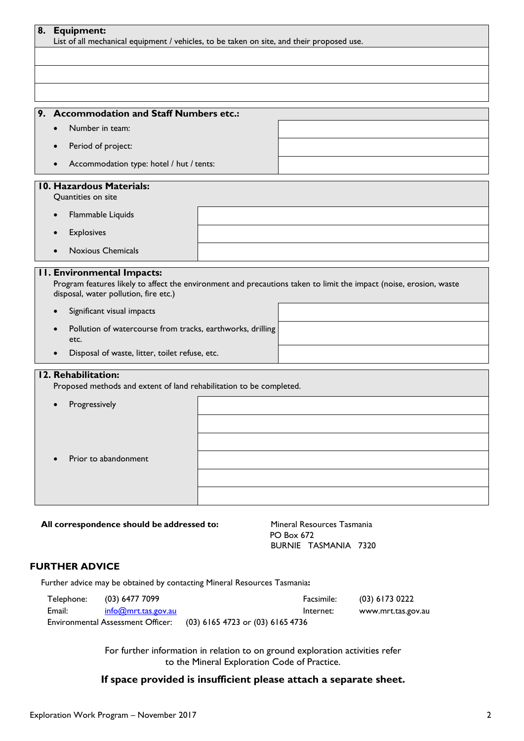## 8. Equipment:

List of all mechanical equipment / vehicles, to be taken on site, and their proposed use.

| |
|---|
| |
| |
| |

## 9. Accommodation and Staff Numbers etc.:

| | |
|---|---|
| • Number in team: | |
| • Period of project: | |
| • Accommodation type: hotel / hut / tents: | |

## 10. Hazardous Materials:

Quantities on site

| | |
|---|---|
| • Flammable Liquids | |
| • Explosives | |
| • Noxious Chemicals | |

## 11. Environmental Impacts:

Program features likely to affect the environment and precautions taken to limit the impact (noise, erosion, waste disposal, water pollution, fire etc.)

| | |
|---|---|
| • Significant visual impacts | |
| • Pollution of watercourse from tracks, earthworks, drilling etc. | |
| • Disposal of waste, litter, toilet refuse, etc. | |

## 12. Rehabilitation:

Proposed methods and extent of land rehabilitation to be completed.

| | |
|---|---|
| • Progressively | |
| | |
| | |
| • Prior to abandonment | |
| | |
| | |

**All correspondence should be addressed to:**

Mineral Resources Tasmania
PO Box 672
BURNIE TASMANIA 7320

## FURTHER ADVICE

Further advice may be obtained by contacting Mineral Resources Tasmania**:**

Telephone: (03) 6477 7099
Facsimile: (03) 6173 0222
Email: info@mrt.tas.gov.au
Internet: www.mrt.tas.gov.au
Environmental Assessment Officer: (03) 6165 4723 or (03) 6165 4736

For further information in relation to on ground exploration activities refer to the Mineral Exploration Code of Practice.

**If space provided is insufficient please attach a separate sheet.**